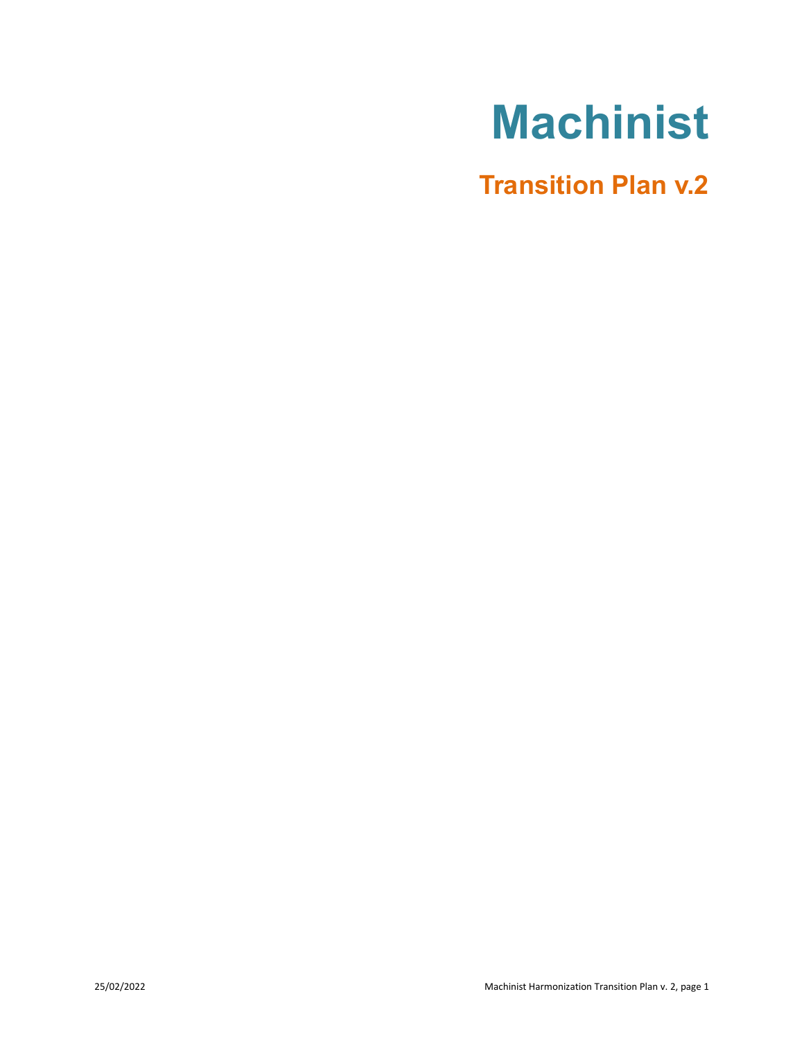# Machinist

## Transition Plan v.2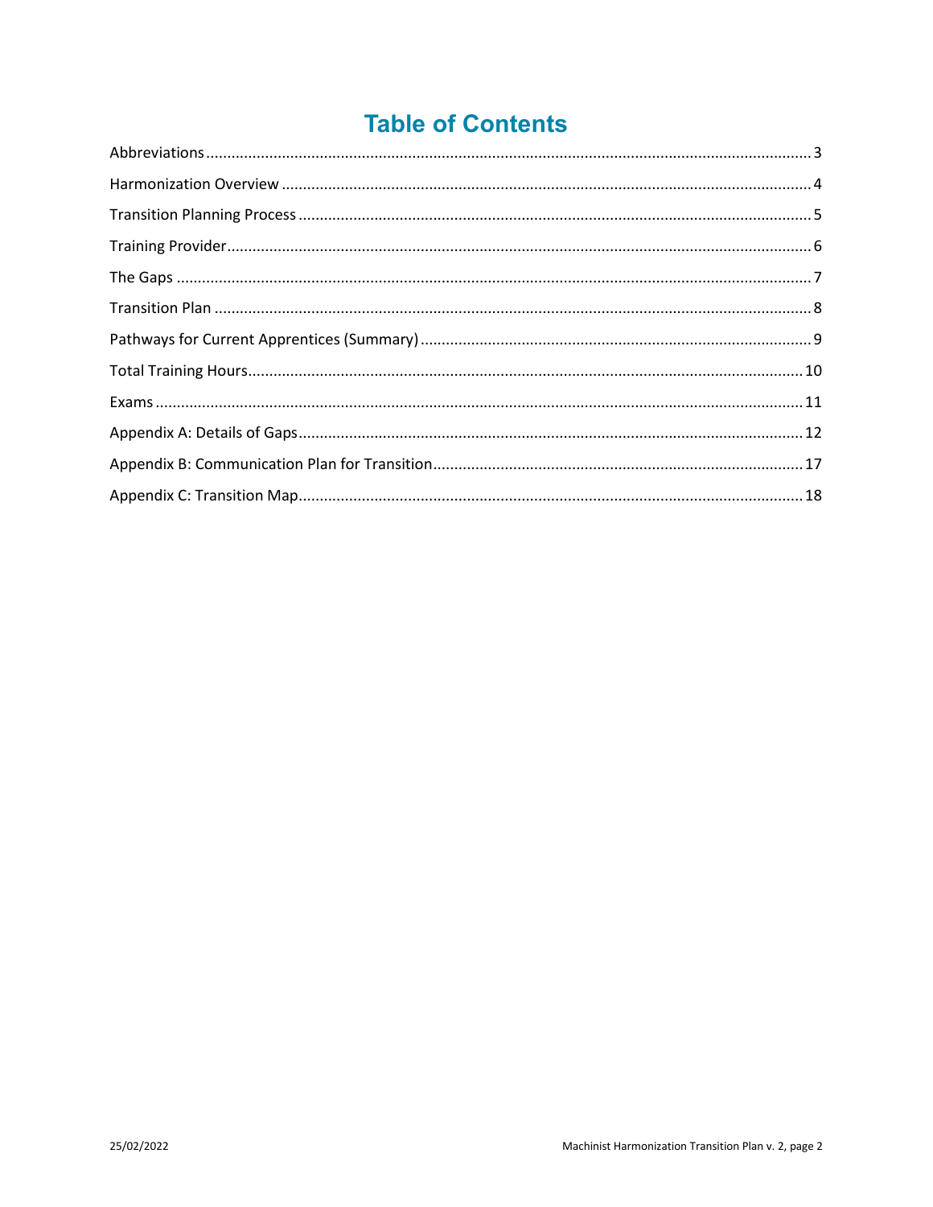# Table of Contents

Abbreviations .......... 3

Harmonization Overview .......... 4

Transition Planning Process .......... 5

Training Provider .......... 6

The Gaps .......... 7

Transition Plan .......... 8

Pathways for Current Apprentices (Summary) .......... 9

Total Training Hours .......... 10

Exams .......... 11

Appendix A: Details of Gaps .......... 12

Appendix B: Communication Plan for Transition .......... 17

Appendix C: Transition Map .......... 18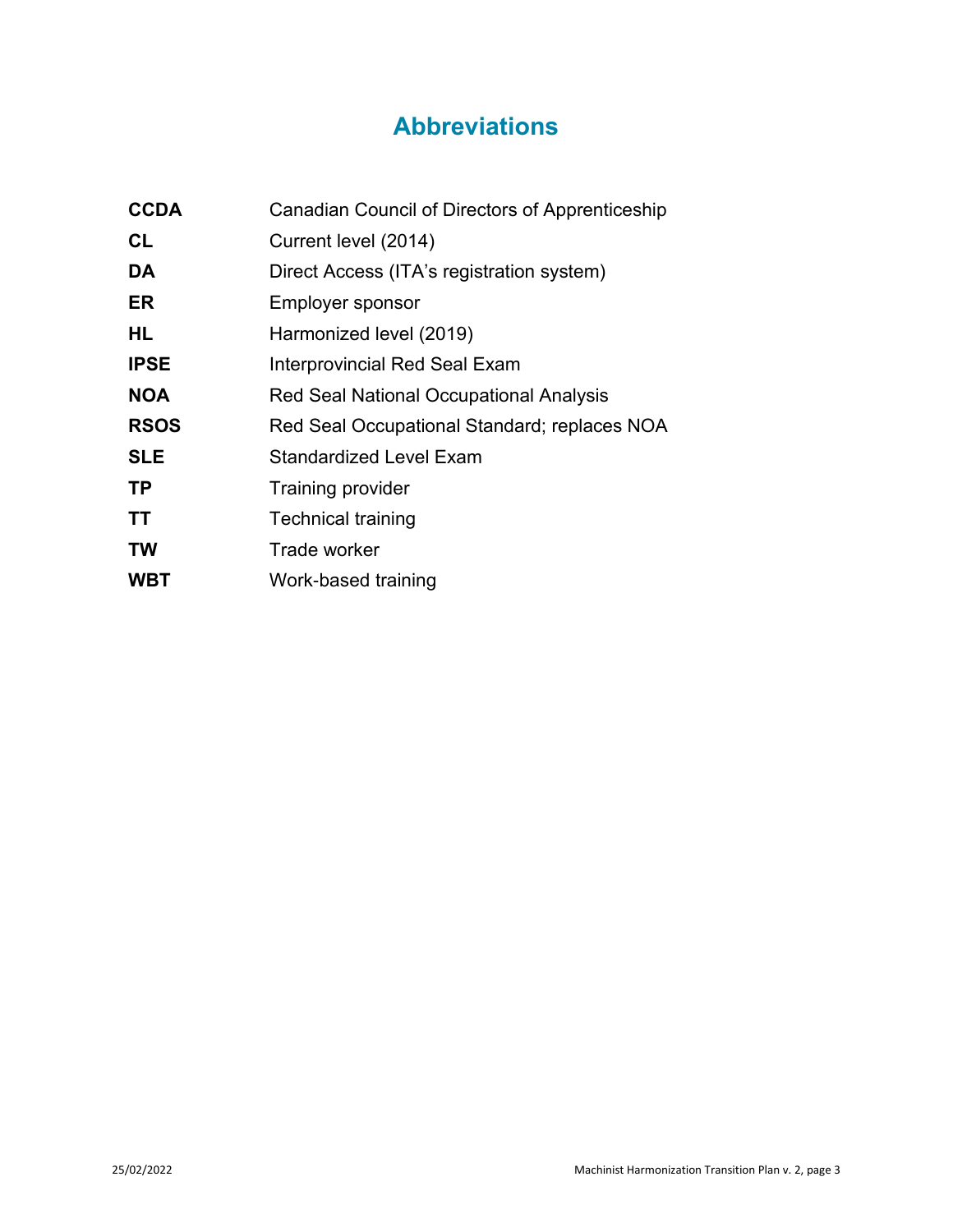# Abbreviations

| | |
|---|---|
| **CCDA** | Canadian Council of Directors of Apprenticeship |
| **CL** | Current level (2014) |
| **DA** | Direct Access (ITA's registration system) |
| **ER** | Employer sponsor |
| **HL** | Harmonized level (2019) |
| **IPSE** | Interprovincial Red Seal Exam |
| **NOA** | Red Seal National Occupational Analysis |
| **RSOS** | Red Seal Occupational Standard; replaces NOA |
| **SLE** | Standardized Level Exam |
| **TP** | Training provider |
| **TT** | Technical training |
| **TW** | Trade worker |
| **WBT** | Work-based training |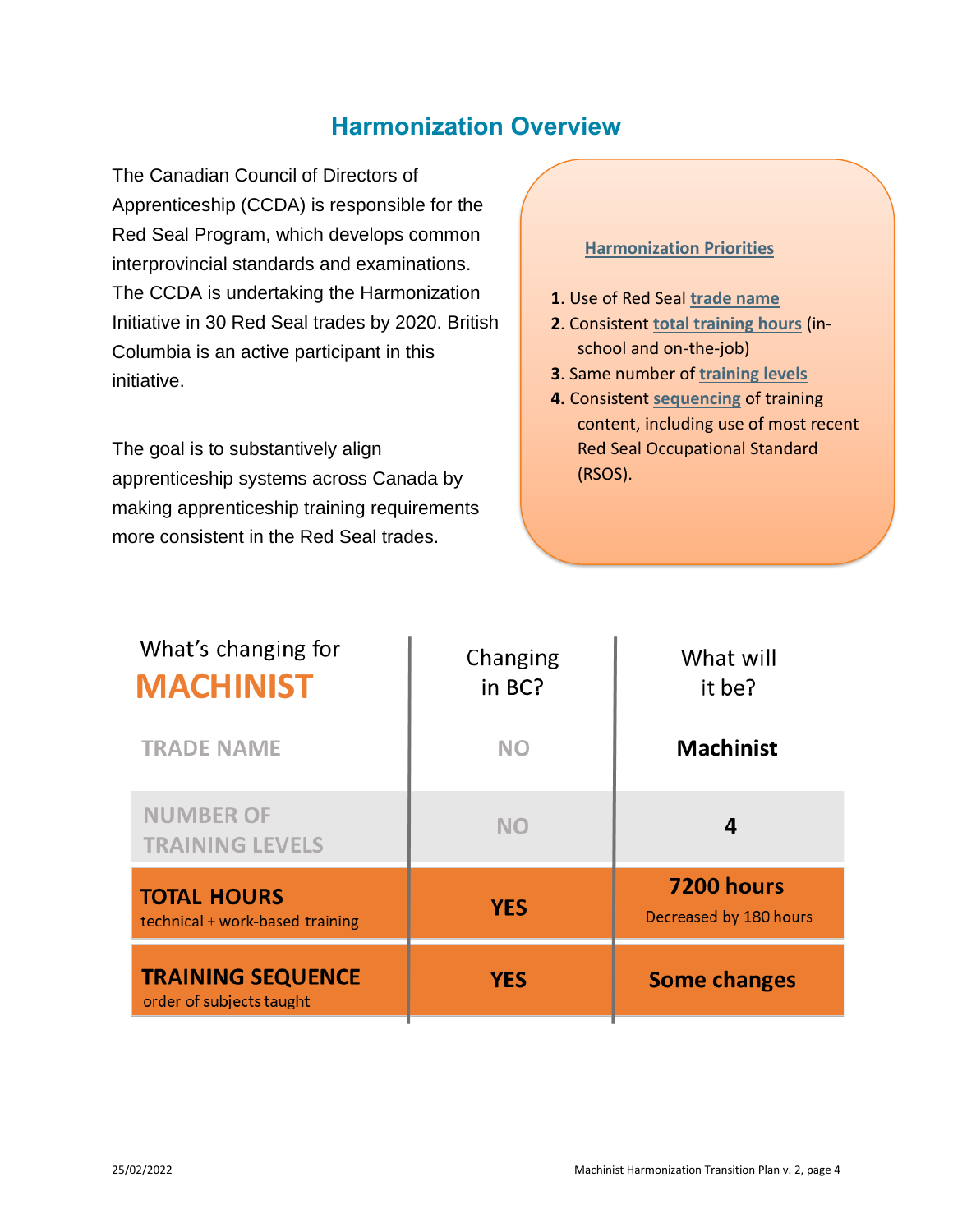## Harmonization Overview

The Canadian Council of Directors of Apprenticeship (CCDA) is responsible for the Red Seal Program, which develops common interprovincial standards and examinations. The CCDA is undertaking the Harmonization Initiative in 30 Red Seal trades by 2020. British Columbia is an active participant in this initiative.

The goal is to substantively align apprenticeship systems across Canada by making apprenticeship training requirements more consistent in the Red Seal trades.

**Harmonization Priorities**

1. Use of Red Seal trade name
2. Consistent total training hours (in-school and on-the-job)
3. Same number of training levels
4. Consistent sequencing of training content, including use of most recent Red Seal Occupational Standard (RSOS).

| What's changing for **MACHINIST** | Changing in BC? | What will it be? |
|---|---|---|
| TRADE NAME | NO | **Machinist** |
| NUMBER OF TRAINING LEVELS | NO | **4** |
| **TOTAL HOURS** technical + work-based training | **YES** | **7200 hours** Decreased by 180 hours |
| **TRAINING SEQUENCE** order of subjects taught | **YES** | **Some changes** |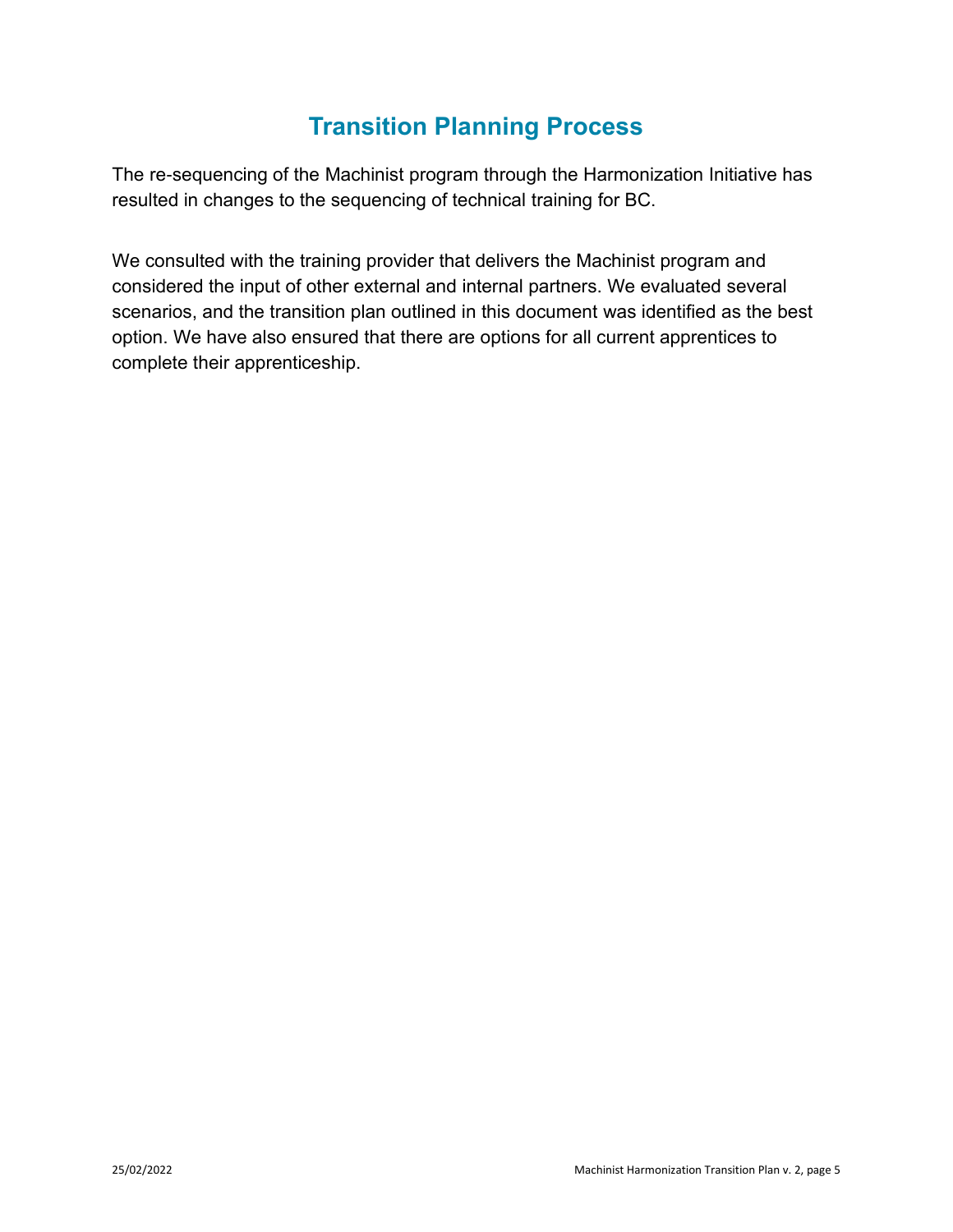# Transition Planning Process

The re-sequencing of the Machinist program through the Harmonization Initiative has resulted in changes to the sequencing of technical training for BC.

We consulted with the training provider that delivers the Machinist program and considered the input of other external and internal partners. We evaluated several scenarios, and the transition plan outlined in this document was identified as the best option. We have also ensured that there are options for all current apprentices to complete their apprenticeship.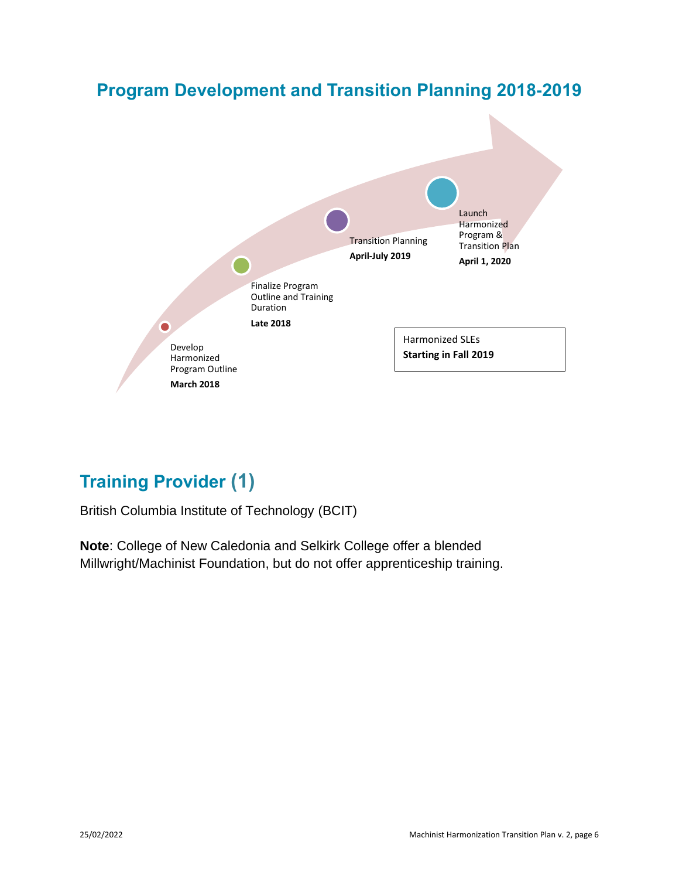## Program Development and Transition Planning 2018-2019

Develop Harmonized Program Outline
**March 2018**

Finalize Program Outline and Training Duration
**Late 2018**

Transition Planning
**April-July 2019**

Launch Harmonized Program & Transition Plan
**April 1, 2020**

Harmonized SLEs
**Starting in Fall 2019**

## Training Provider (1)

British Columbia Institute of Technology (BCIT)

**Note**: College of New Caledonia and Selkirk College offer a blended Millwright/Machinist Foundation, but do not offer apprenticeship training.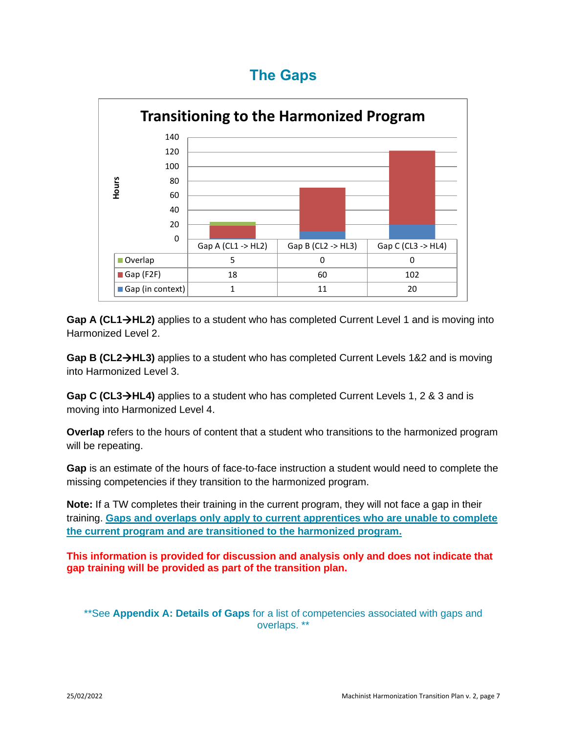# The Gaps

**Transitioning to the Harmonized Program**

| | Gap A (CL1 -> HL2) | Gap B (CL2 -> HL3) | Gap C (CL3 -> HL4) |
|---|---|---|---|
| Overlap | 5 | 0 | 0 |
| Gap (F2F) | 18 | 60 | 102 |
| Gap (in context) | 1 | 11 | 20 |

**Gap A (CL1→HL2)** applies to a student who has completed Current Level 1 and is moving into Harmonized Level 2.

**Gap B (CL2→HL3)** applies to a student who has completed Current Levels 1&2 and is moving into Harmonized Level 3.

**Gap C (CL3→HL4)** applies to a student who has completed Current Levels 1, 2 & 3 and is moving into Harmonized Level 4.

**Overlap** refers to the hours of content that a student who transitions to the harmonized program will be repeating.

**Gap** is an estimate of the hours of face-to-face instruction a student would need to complete the missing competencies if they transition to the harmonized program.

**Note:** If a TW completes their training in the current program, they will not face a gap in their training. **Gaps and overlaps only apply to current apprentices who are unable to complete the current program and are transitioned to the harmonized program.**

**This information is provided for discussion and analysis only and does not indicate that gap training will be provided as part of the transition plan.**

**See **Appendix A: Details of Gaps** for a list of competencies associated with gaps and overlaps. **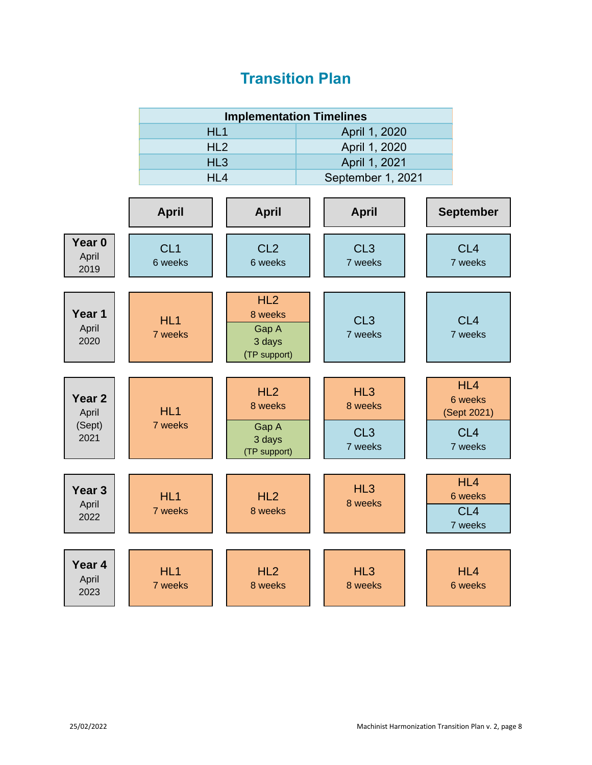# Transition Plan

| Implementation Timelines | |
|---|---|
| HL1 | April 1, 2020 |
| HL2 | April 1, 2020 |
| HL3 | April 1, 2021 |
| HL4 | September 1, 2021 |

| | April | April | April | September |
|---|---|---|---|---|
| **Year 0** April 2019 | CL1 6 weeks | CL2 6 weeks | CL3 7 weeks | CL4 7 weeks |
| **Year 1** April 2020 | HL1 7 weeks | HL2 8 weeks / Gap A 3 days (TP support) | CL3 7 weeks | CL4 7 weeks |
| **Year 2** April (Sept) 2021 | HL1 7 weeks | HL2 8 weeks / Gap A 3 days (TP support) | HL3 8 weeks / CL3 7 weeks | HL4 6 weeks (Sept 2021) / CL4 7 weeks |
| **Year 3** April 2022 | HL1 7 weeks | HL2 8 weeks | HL3 8 weeks | HL4 6 weeks / CL4 7 weeks |
| **Year 4** April 2023 | HL1 7 weeks | HL2 8 weeks | HL3 8 weeks | HL4 6 weeks |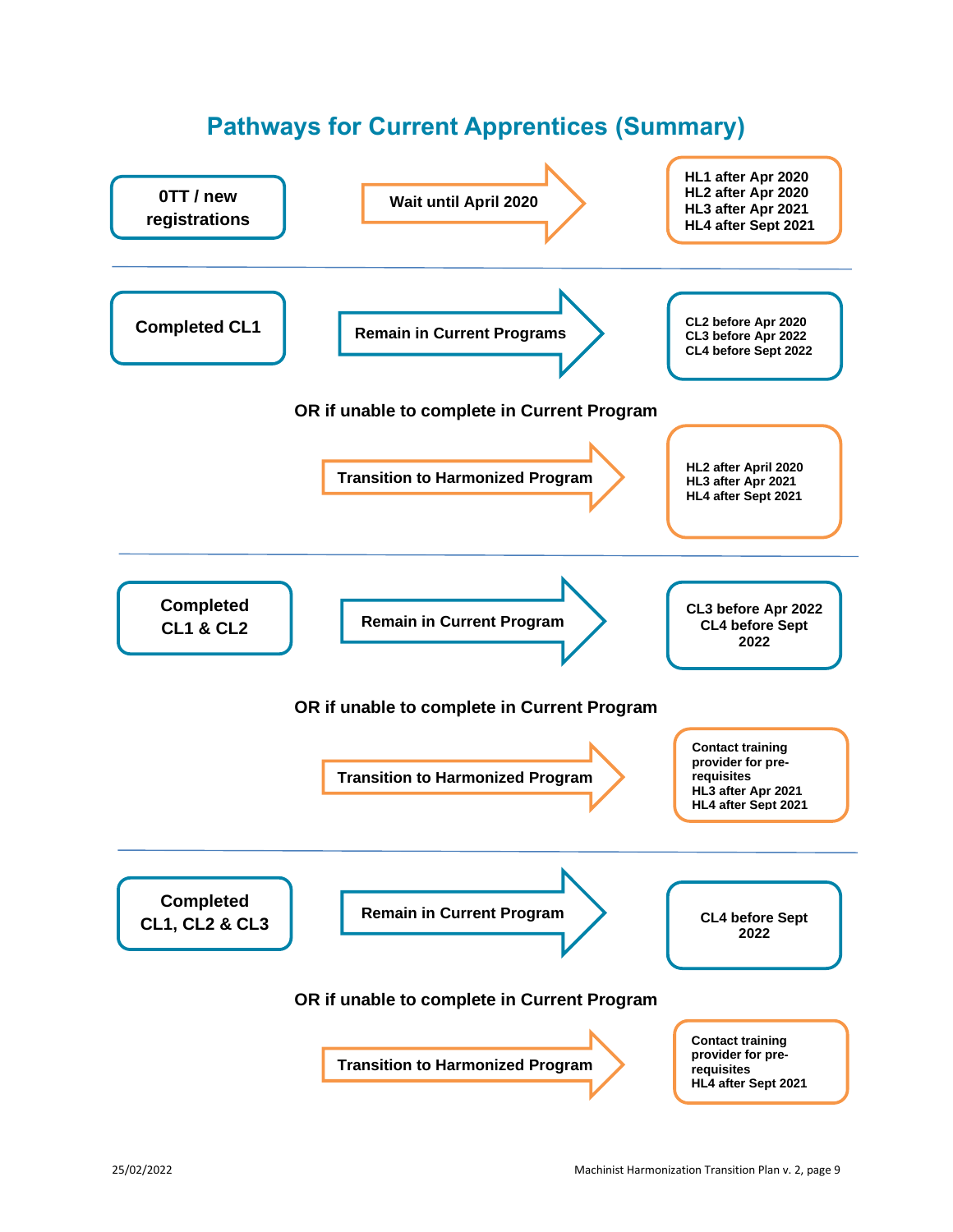# Pathways for Current Apprentices (Summary)

**0TT / new registrations** → **Wait until April 2020** →

- HL1 after Apr 2020
- HL2 after Apr 2020
- HL3 after Apr 2021
- HL4 after Sept 2021

---

**Completed CL1** → **Remain in Current Programs** →

- CL2 before Apr 2020
- CL3 before Apr 2022
- CL4 before Sept 2022

**OR if unable to complete in Current Program**

**Transition to Harmonized Program** →

- HL2 after April 2020
- HL3 after Apr 2021
- HL4 after Sept 2021

---

**Completed CL1 & CL2** → **Remain in Current Program** →

- CL3 before Apr 2022
- CL4 before Sept 2022

**OR if unable to complete in Current Program**

**Transition to Harmonized Program** →

- Contact training provider for pre-requisites
- HL3 after Apr 2021
- HL4 after Sept 2021

---

**Completed CL1, CL2 & CL3** → **Remain in Current Program** →

- CL4 before Sept 2022

**OR if unable to complete in Current Program**

**Transition to Harmonized Program** →

- Contact training provider for pre-requisites
- HL4 after Sept 2021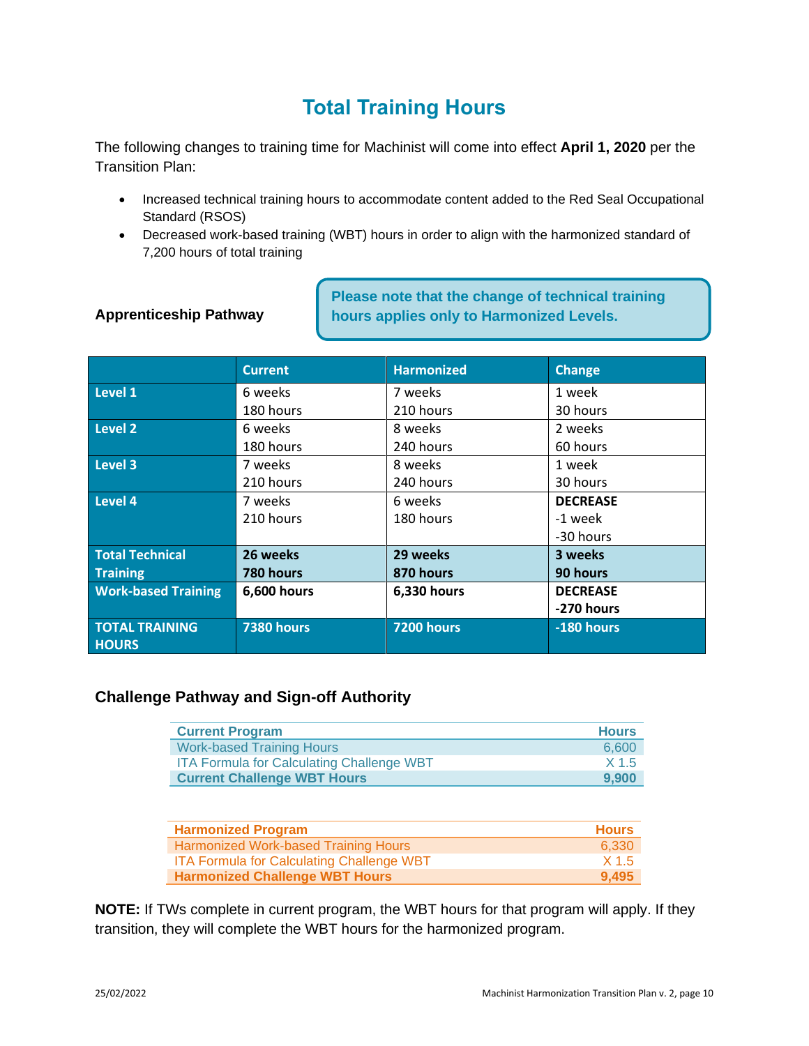# Total Training Hours

The following changes to training time for Machinist will come into effect **April 1, 2020** per the Transition Plan:

- Increased technical training hours to accommodate content added to the Red Seal Occupational Standard (RSOS)
- Decreased work-based training (WBT) hours in order to align with the harmonized standard of 7,200 hours of total training

### Apprenticeship Pathway

**Please note that the change of technical training hours applies only to Harmonized Levels.**

| | Current | Harmonized | Change |
|---|---|---|---|
| **Level 1** | 6 weeks<br>180 hours | 7 weeks<br>210 hours | 1 week<br>30 hours |
| **Level 2** | 6 weeks<br>180 hours | 8 weeks<br>240 hours | 2 weeks<br>60 hours |
| **Level 3** | 7 weeks<br>210 hours | 8 weeks<br>240 hours | 1 week<br>30 hours |
| **Level 4** | 7 weeks<br>210 hours | 6 weeks<br>180 hours | **DECREASE**<br>-1 week<br>-30 hours |
| **Total Technical Training** | **26 weeks<br>780 hours** | **29 weeks<br>870 hours** | **3 weeks<br>90 hours** |
| **Work-based Training** | **6,600 hours** | **6,330 hours** | **DECREASE<br>-270 hours** |
| **TOTAL TRAINING HOURS** | **7380 hours** | **7200 hours** | **-180 hours** |

### Challenge Pathway and Sign-off Authority

| Current Program | Hours |
|---|---|
| Work-based Training Hours | 6,600 |
| ITA Formula for Calculating Challenge WBT | X 1.5 |
| **Current Challenge WBT Hours** | **9,900** |

| Harmonized Program | Hours |
|---|---|
| Harmonized Work-based Training Hours | 6,330 |
| ITA Formula for Calculating Challenge WBT | X 1.5 |
| **Harmonized Challenge WBT Hours** | **9,495** |

**NOTE:** If TWs complete in current program, the WBT hours for that program will apply. If they transition, they will complete the WBT hours for the harmonized program.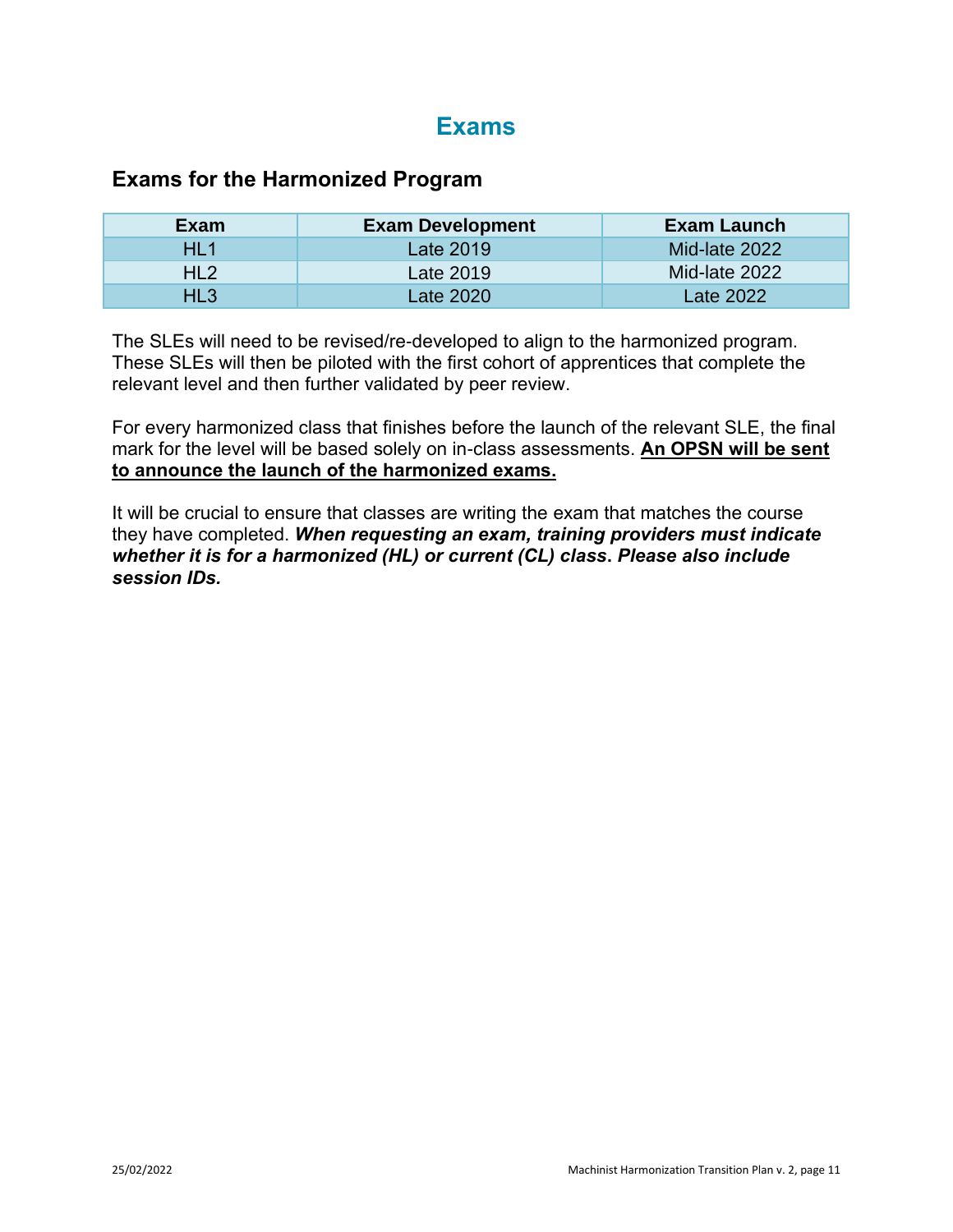# Exams

## Exams for the Harmonized Program

| Exam | Exam Development | Exam Launch |
| --- | --- | --- |
| HL1 | Late 2019 | Mid-late 2022 |
| HL2 | Late 2019 | Mid-late 2022 |
| HL3 | Late 2020 | Late 2022 |

The SLEs will need to be revised/re-developed to align to the harmonized program. These SLEs will then be piloted with the first cohort of apprentices that complete the relevant level and then further validated by peer review.

For every harmonized class that finishes before the launch of the relevant SLE, the final mark for the level will be based solely on in-class assessments. **An OPSN will be sent to announce the launch of the harmonized exams.**

It will be crucial to ensure that classes are writing the exam that matches the course they have completed. ***When requesting an exam, training providers must indicate whether it is for a harmonized (HL) or current (CL) class. Please also include session IDs.***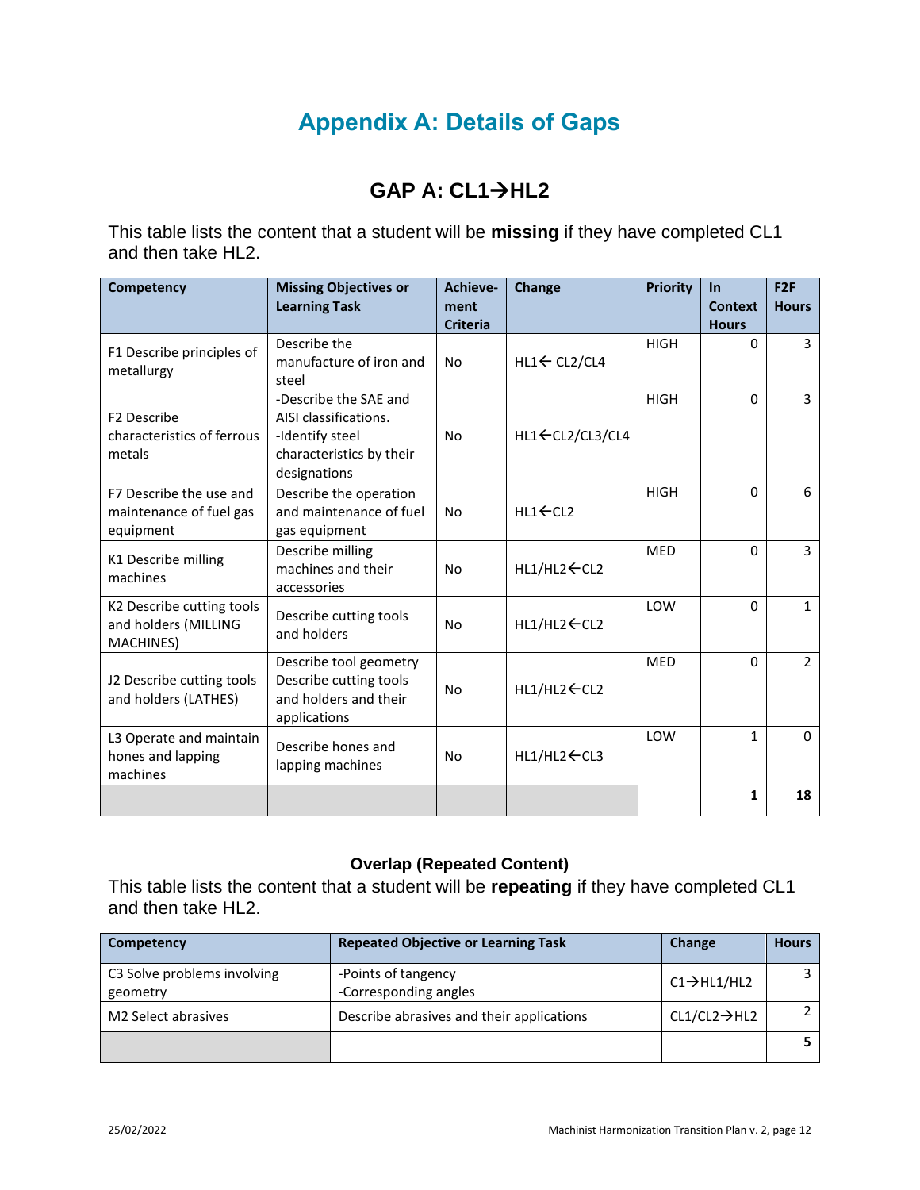# Appendix A: Details of Gaps

## GAP A: CL1→HL2

This table lists the content that a student will be **missing** if they have completed CL1 and then take HL2.

| Competency | Missing Objectives or Learning Task | Achieve-ment Criteria | Change | Priority | In Context Hours | F2F Hours |
|---|---|---|---|---|---|---|
| F1 Describe principles of metallurgy | Describe the manufacture of iron and steel | No | HL1← CL2/CL4 | HIGH | 0 | 3 |
| F2 Describe characteristics of ferrous metals | -Describe the SAE and AISI classifications.<br>-Identify steel characteristics by their designations | No | HL1←CL2/CL3/CL4 | HIGH | 0 | 3 |
| F7 Describe the use and maintenance of fuel gas equipment | Describe the operation and maintenance of fuel gas equipment | No | HL1←CL2 | HIGH | 0 | 6 |
| K1 Describe milling machines | Describe milling machines and their accessories | No | HL1/HL2←CL2 | MED | 0 | 3 |
| K2 Describe cutting tools and holders (MILLING MACHINES) | Describe cutting tools and holders | No | HL1/HL2←CL2 | LOW | 0 | 1 |
| J2 Describe cutting tools and holders (LATHES) | Describe tool geometry<br>Describe cutting tools and holders and their applications | No | HL1/HL2←CL2 | MED | 0 | 2 |
| L3 Operate and maintain hones and lapping machines | Describe hones and lapping machines | No | HL1/HL2←CL3 | LOW | 1 | 0 |
| | | | | | **1** | **18** |

### Overlap (Repeated Content)

This table lists the content that a student will be **repeating** if they have completed CL1 and then take HL2.

| Competency | Repeated Objective or Learning Task | Change | Hours |
|---|---|---|---|
| C3 Solve problems involving geometry | -Points of tangency<br>-Corresponding angles | C1→HL1/HL2 | 3 |
| M2 Select abrasives | Describe abrasives and their applications | CL1/CL2→HL2 | 2 |
| | | | **5** |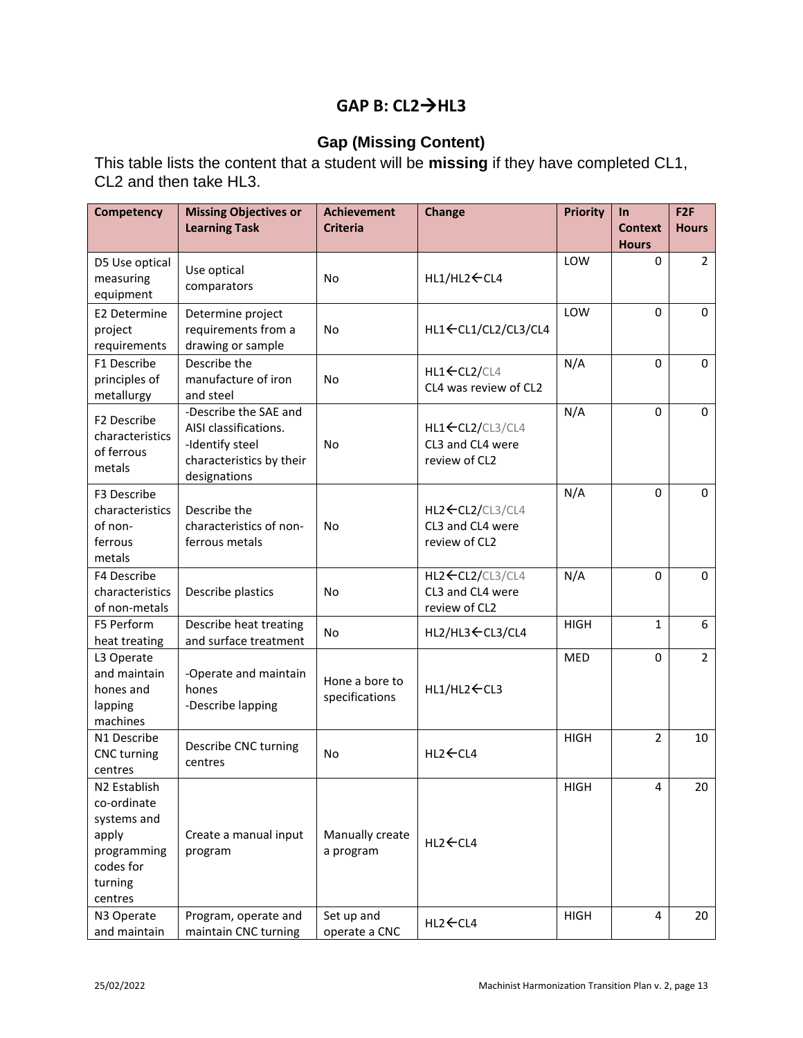# GAP B: CL2→HL3

## Gap (Missing Content)

This table lists the content that a student will be **missing** if they have completed CL1, CL2 and then take HL3.

| Competency | Missing Objectives or Learning Task | Achievement Criteria | Change | Priority | In Context Hours | F2F Hours |
|---|---|---|---|---|---|---|
| D5 Use optical measuring equipment | Use optical comparators | No | HL1/HL2←CL4 | LOW | 0 | 2 |
| E2 Determine project requirements | Determine project requirements from a drawing or sample | No | HL1←CL1/CL2/CL3/CL4 | LOW | 0 | 0 |
| F1 Describe principles of metallurgy | Describe the manufacture of iron and steel | No | HL1←CL2/CL4<br>CL4 was review of CL2 | N/A | 0 | 0 |
| F2 Describe characteristics of ferrous metals | -Describe the SAE and AISI classifications.<br>-Identify steel characteristics by their designations | No | HL1←CL2/CL3/CL4<br>CL3 and CL4 were review of CL2 | N/A | 0 | 0 |
| F3 Describe characteristics of non-ferrous metals | Describe the characteristics of non-ferrous metals | No | HL2←CL2/CL3/CL4<br>CL3 and CL4 were review of CL2 | N/A | 0 | 0 |
| F4 Describe characteristics of non-metals | Describe plastics | No | HL2←CL2/CL3/CL4<br>CL3 and CL4 were review of CL2 | N/A | 0 | 0 |
| F5 Perform heat treating | Describe heat treating and surface treatment | No | HL2/HL3←CL3/CL4 | HIGH | 1 | 6 |
| L3 Operate and maintain hones and lapping machines | -Operate and maintain hones<br>-Describe lapping | Hone a bore to specifications | HL1/HL2←CL3 | MED | 0 | 2 |
| N1 Describe CNC turning centres | Describe CNC turning centres | No | HL2←CL4 | HIGH | 2 | 10 |
| N2 Establish co-ordinate systems and apply programming codes for turning centres | Create a manual input program | Manually create a program | HL2←CL4 | HIGH | 4 | 20 |
| N3 Operate and maintain | Program, operate and maintain CNC turning | Set up and operate a CNC | HL2←CL4 | HIGH | 4 | 20 |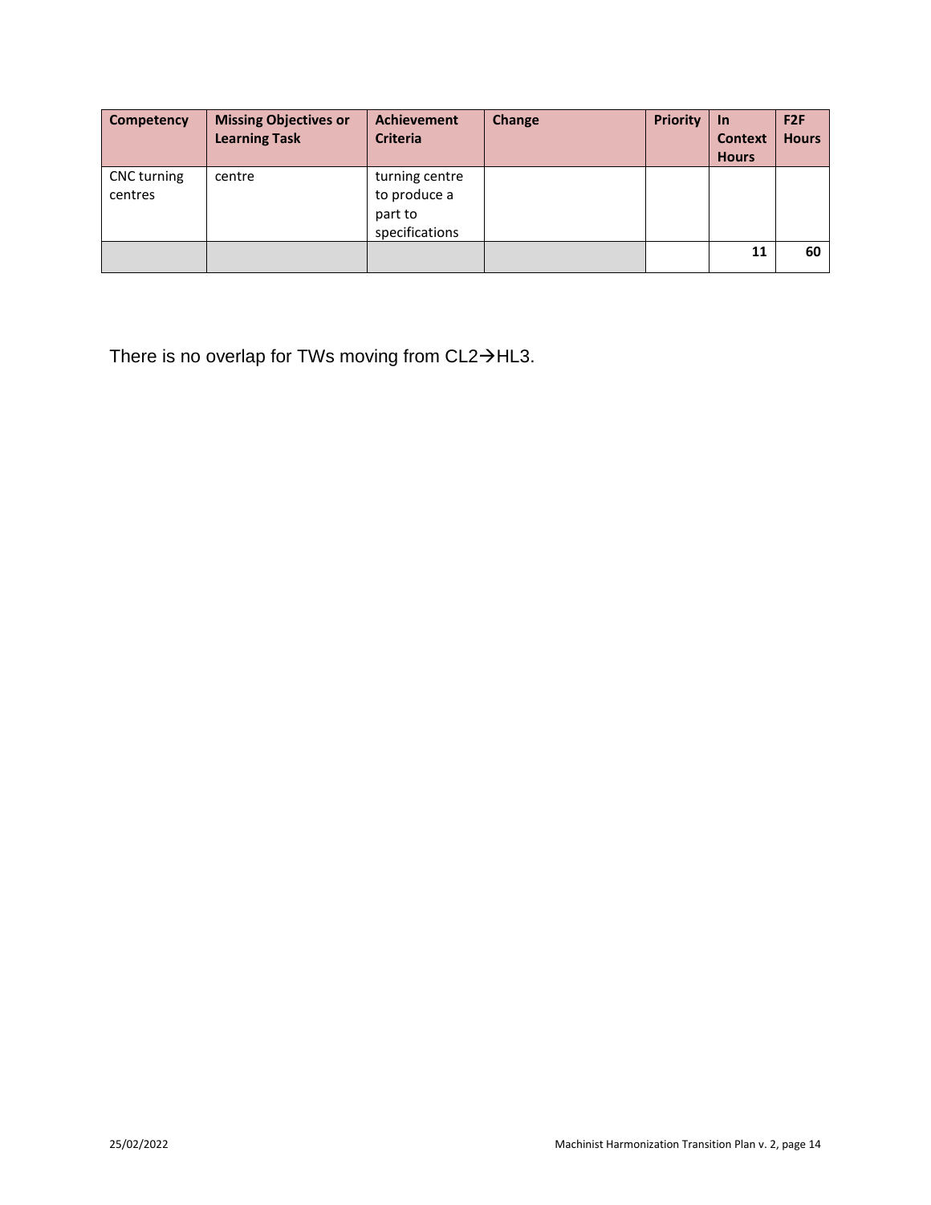| Competency | Missing Objectives or Learning Task | Achievement Criteria | Change | Priority | In Context Hours | F2F Hours |
| --- | --- | --- | --- | --- | --- | --- |
| CNC turning centres | centre | turning centre to produce a part to specifications | | | | |
| | | | | | **11** | **60** |

There is no overlap for TWs moving from CL2→HL3.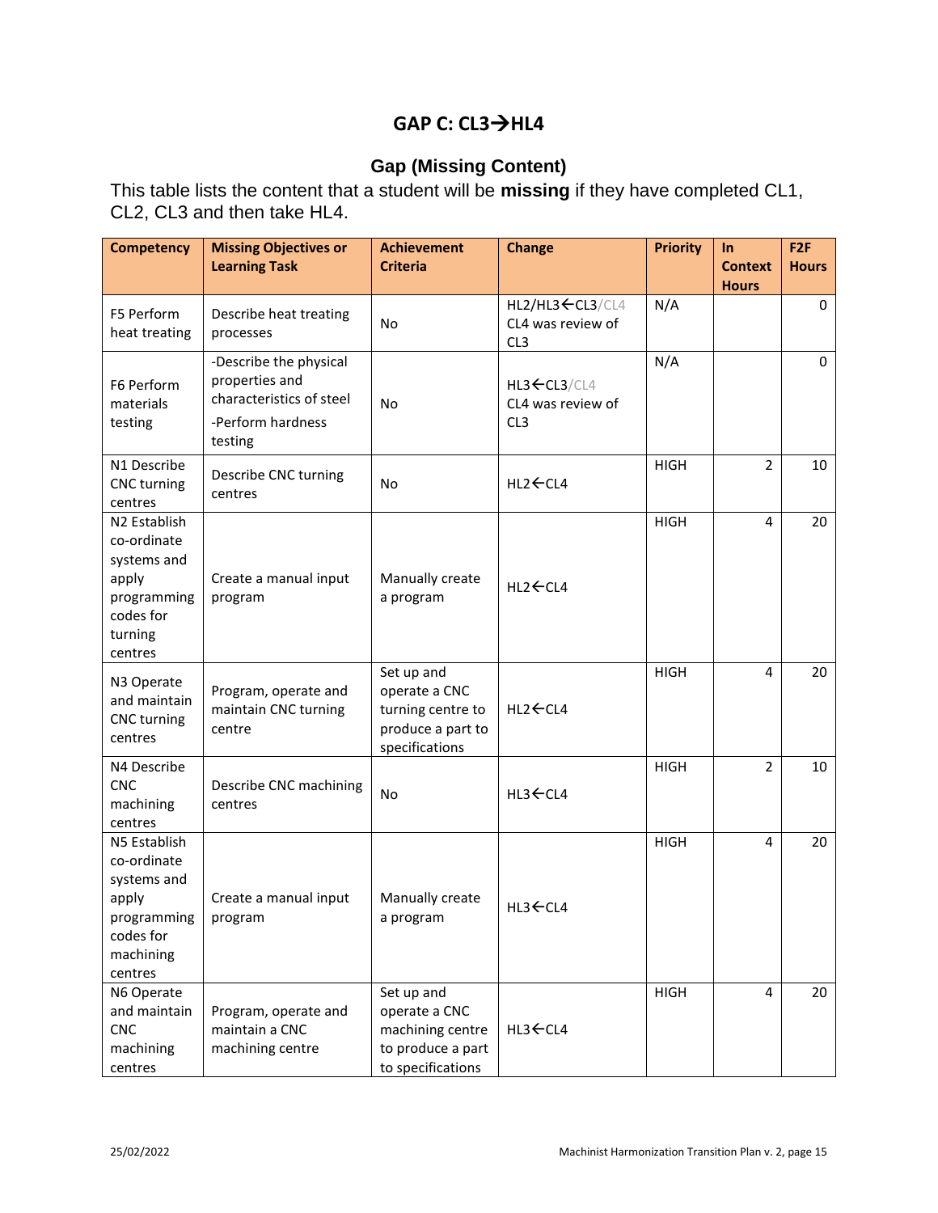# GAP C: CL3→HL4

## Gap (Missing Content)

This table lists the content that a student will be **missing** if they have completed CL1, CL2, CL3 and then take HL4.

| Competency | Missing Objectives or Learning Task | Achievement Criteria | Change | Priority | In Context Hours | F2F Hours |
|---|---|---|---|---|---|---|
| F5 Perform heat treating | Describe heat treating processes | No | HL2/HL3←CL3/CL4 CL4 was review of CL3 | N/A | | 0 |
| F6 Perform materials testing | -Describe the physical properties and characteristics of steel<br>-Perform hardness testing | No | HL3←CL3/CL4 CL4 was review of CL3 | N/A | | 0 |
| N1 Describe CNC turning centres | Describe CNC turning centres | No | HL2←CL4 | HIGH | 2 | 10 |
| N2 Establish co-ordinate systems and apply programming codes for turning centres | Create a manual input program | Manually create a program | HL2←CL4 | HIGH | 4 | 20 |
| N3 Operate and maintain CNC turning centres | Program, operate and maintain CNC turning centre | Set up and operate a CNC turning centre to produce a part to specifications | HL2←CL4 | HIGH | 4 | 20 |
| N4 Describe CNC machining centres | Describe CNC machining centres | No | HL3←CL4 | HIGH | 2 | 10 |
| N5 Establish co-ordinate systems and apply programming codes for machining centres | Create a manual input program | Manually create a program | HL3←CL4 | HIGH | 4 | 20 |
| N6 Operate and maintain CNC machining centres | Program, operate and maintain a CNC machining centre | Set up and operate a CNC machining centre to produce a part to specifications | HL3←CL4 | HIGH | 4 | 20 |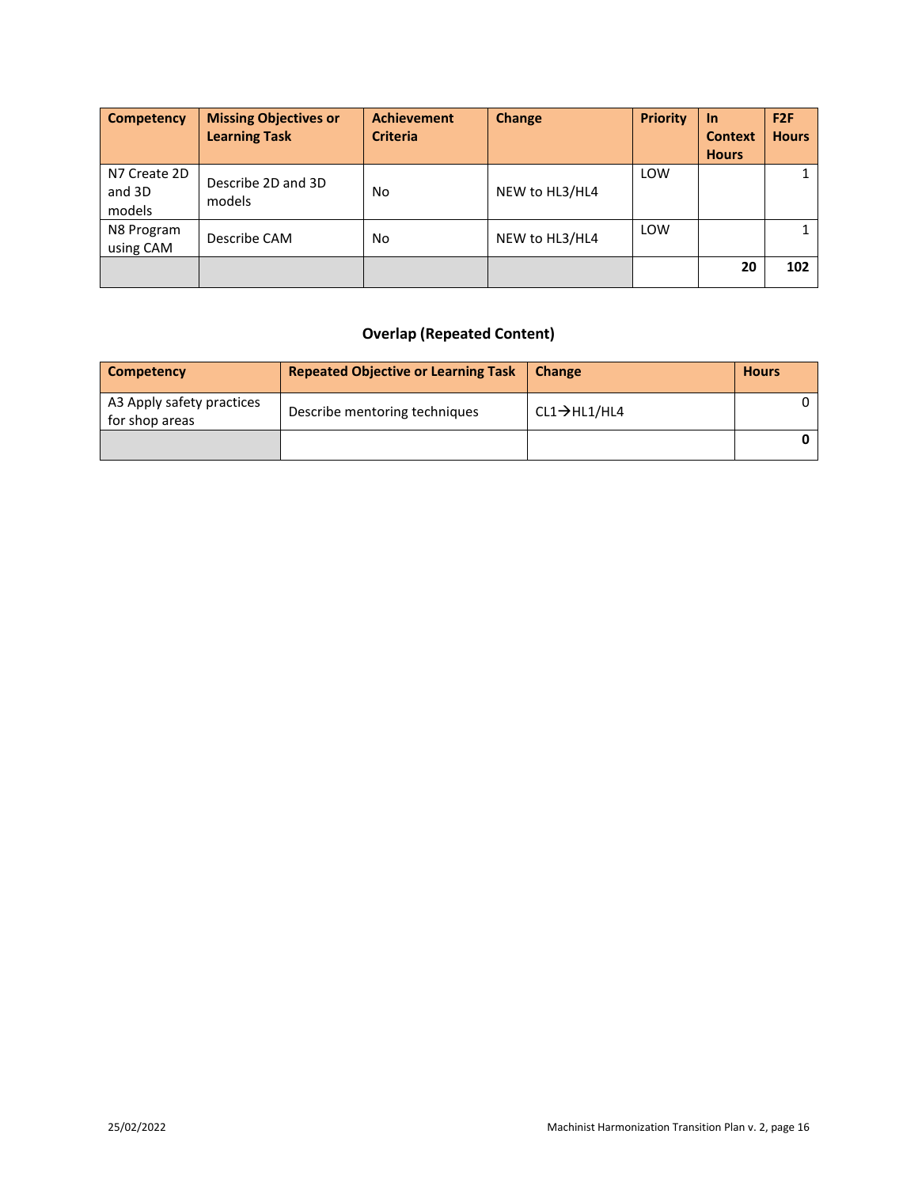| Competency | Missing Objectives or Learning Task | Achievement Criteria | Change | Priority | In Context Hours | F2F Hours |
|---|---|---|---|---|---|---|
| N7 Create 2D and 3D models | Describe 2D and 3D models | No | NEW to HL3/HL4 | LOW | | 1 |
| N8 Program using CAM | Describe CAM | No | NEW to HL3/HL4 | LOW | | 1 |
| | | | | | **20** | **102** |

## Overlap (Repeated Content)

| Competency | Repeated Objective or Learning Task | Change | Hours |
|---|---|---|---|
| A3 Apply safety practices for shop areas | Describe mentoring techniques | CL1→HL1/HL4 | 0 |
| | | | **0** |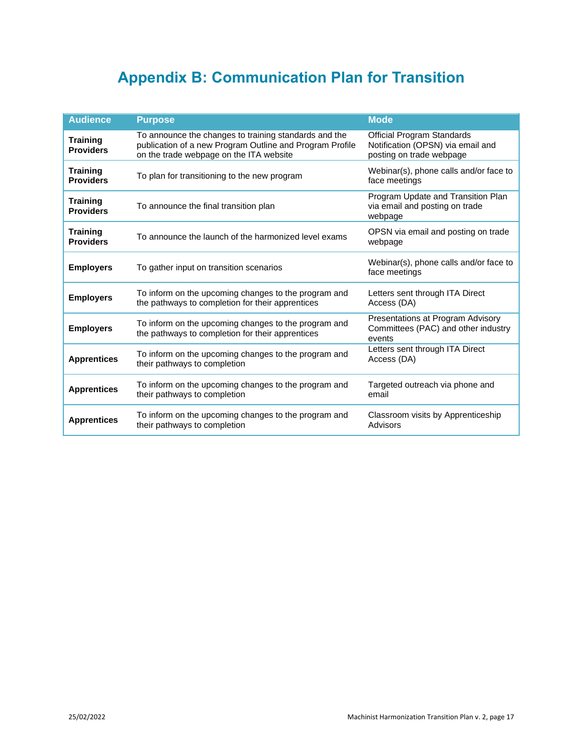# Appendix B: Communication Plan for Transition

| Audience | Purpose | Mode |
|---|---|---|
| **Training Providers** | To announce the changes to training standards and the publication of a new Program Outline and Program Profile on the trade webpage on the ITA website | Official Program Standards Notification (OPSN) via email and posting on trade webpage |
| **Training Providers** | To plan for transitioning to the new program | Webinar(s), phone calls and/or face to face meetings |
| **Training Providers** | To announce the final transition plan | Program Update and Transition Plan via email and posting on trade webpage |
| **Training Providers** | To announce the launch of the harmonized level exams | OPSN via email and posting on trade webpage |
| **Employers** | To gather input on transition scenarios | Webinar(s), phone calls and/or face to face meetings |
| **Employers** | To inform on the upcoming changes to the program and the pathways to completion for their apprentices | Letters sent through ITA Direct Access (DA) |
| **Employers** | To inform on the upcoming changes to the program and the pathways to completion for their apprentices | Presentations at Program Advisory Committees (PAC) and other industry events |
| **Apprentices** | To inform on the upcoming changes to the program and their pathways to completion | Letters sent through ITA Direct Access (DA) |
| **Apprentices** | To inform on the upcoming changes to the program and their pathways to completion | Targeted outreach via phone and email |
| **Apprentices** | To inform on the upcoming changes to the program and their pathways to completion | Classroom visits by Apprenticeship Advisors |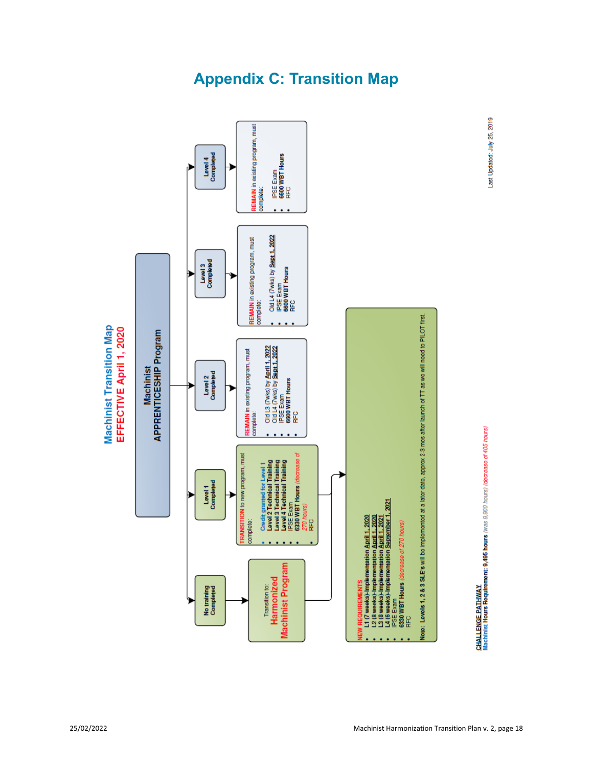# Appendix C: Transition Map

Machinist Transition Map
EFFECTIVE April 1, 2020

Machinist
APPRENTICESHIP Program

No training Completed

Transition to:
Harmonized Machinist Program

Level 1 Completed

TRANSITION to new program, must complete:

- Credit granted for Level 1
- Level 2 Technical Training
- Level 3 Technical Training
- Level 4 Technical Training
- IPSE Exam
- 6330 WBT Hours *(decrease of 270 hours)*
- RFC

Level 2 Completed

REMAIN in existing program, must complete:

- Old L3 (7wks) by April 1, 2022
- Old L4 (7wks) by Sept 1, 2022
- IPSE Exam
- 6600 WBT Hours
- RFC

Level 3 Completed

REMAIN in existing program, must complete:

- Old L4 (7wks) by Sept 1, 2022
- IPSE Exam
- 6600 WBT Hours
- RFC

Level 4 Completed

REMAIN in existing program, must complete:

- IPSE Exam
- 6600 WBT Hours
- RFC

NEW REQUIREMENTS

- L1 (7 weeks)-Implementation April 1, 2020
- L2 (8 weeks)-Implementation April 1, 2020
- L3 (8 weeks)-Implementation April 1, 2021
- L4 (6 weeks)-Implementation September 1, 2021
- IPSE Exam
- 6330 WBT Hours *(decrease of 270 hours)*
- RFC

Note: Levels 1, 2 & 3 SLE's will be implemented at a later date, approx 2-3 mos after launch of TT as we will need to PILOT first.

CHALLENGE PATHWAY
Machinist Hours Requirement: 9,495 hours *(was 9,900 hours) (decrease of 405 hours)*

Last Updated: July 25, 2019